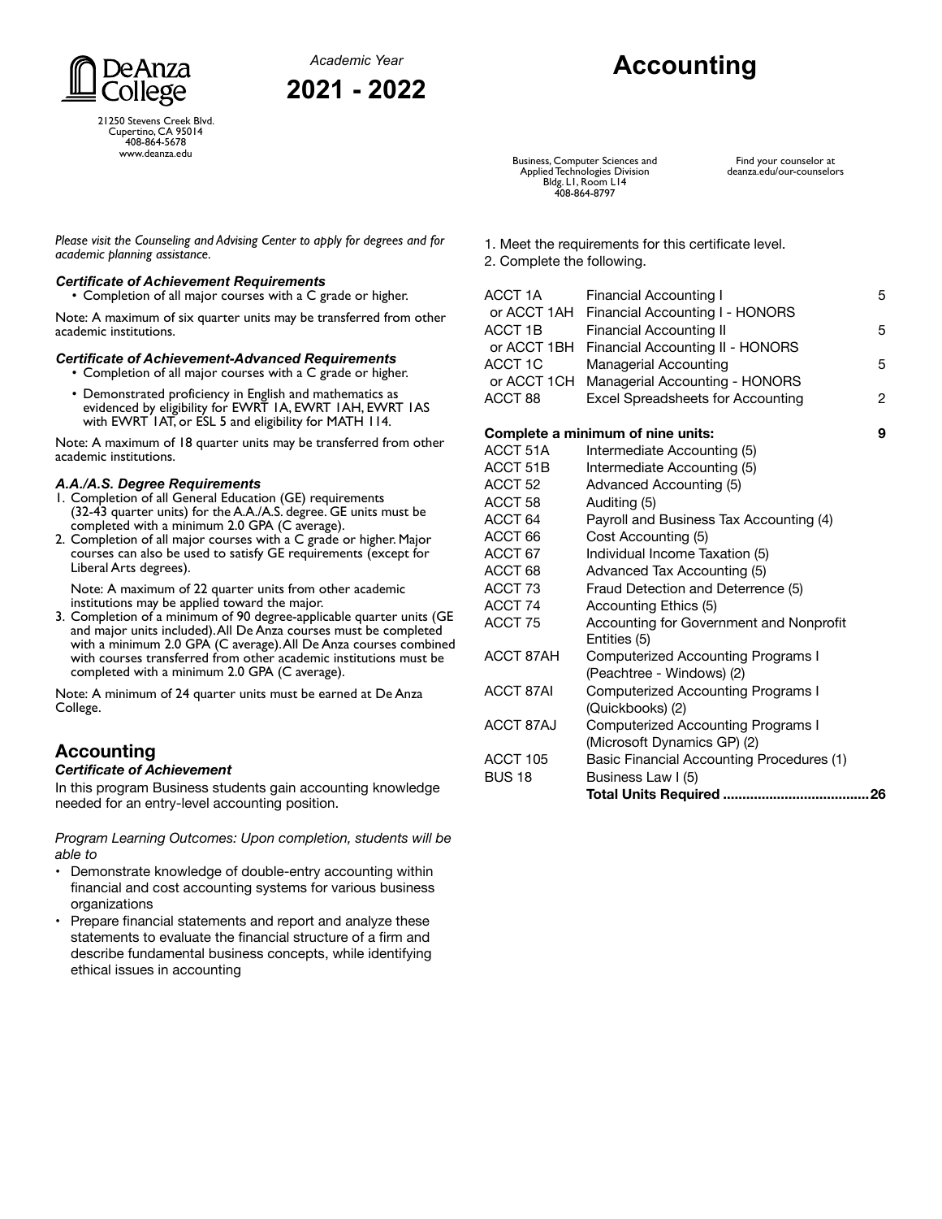De Anza College

21250 Stevens Creek Blvd.
Cupertino, CA 95014
408-864-5678
www.deanza.edu

*Academic Year*

**2021 - 2022**

# Accounting

Business, Computer Sciences and Applied Technologies Division
Bldg. L1, Room L14
408-864-8797

Find your counselor at deanza.edu/our-counselors

*Please visit the Counseling and Advising Center to apply for degrees and for academic planning assistance.*

### *Certificate of Achievement Requirements*

- Completion of all major courses with a C grade or higher.

Note: A maximum of six quarter units may be transferred from other academic institutions.

### *Certificate of Achievement-Advanced Requirements*

- Completion of all major courses with a C grade or higher.
- Demonstrated proficiency in English and mathematics as evidenced by eligibility for EWRT 1A, EWRT 1AH, EWRT 1AS with EWRT 1AT, or ESL 5 and eligibility for MATH 114.

Note: A maximum of 18 quarter units may be transferred from other academic institutions.

### *A.A./A.S. Degree Requirements*

1. Completion of all General Education (GE) requirements (32-43 quarter units) for the A.A./A.S. degree. GE units must be completed with a minimum 2.0 GPA (C average).
2. Completion of all major courses with a C grade or higher. Major courses can also be used to satisfy GE requirements (except for Liberal Arts degrees).

   Note: A maximum of 22 quarter units from other academic institutions may be applied toward the major.
3. Completion of a minimum of 90 degree-applicable quarter units (GE and major units included). All De Anza courses must be completed with a minimum 2.0 GPA (C average). All De Anza courses combined with courses transferred from other academic institutions must be completed with a minimum 2.0 GPA (C average).

Note: A minimum of 24 quarter units must be earned at De Anza College.

## Accounting

### *Certificate of Achievement*

In this program Business students gain accounting knowledge needed for an entry-level accounting position.

*Program Learning Outcomes: Upon completion, students will be able to*

- Demonstrate knowledge of double-entry accounting within financial and cost accounting systems for various business organizations
- Prepare financial statements and report and analyze these statements to evaluate the financial structure of a firm and describe fundamental business concepts, while identifying ethical issues in accounting

1. Meet the requirements for this certificate level.
2. Complete the following.

| Course | Title | Units |
|---|---|---|
| ACCT 1A | Financial Accounting I | 5 |
| or ACCT 1AH | Financial Accounting I - HONORS | |
| ACCT 1B | Financial Accounting II | 5 |
| or ACCT 1BH | Financial Accounting II - HONORS | |
| ACCT 1C | Managerial Accounting | 5 |
| or ACCT 1CH | Managerial Accounting - HONORS | |
| ACCT 88 | Excel Spreadsheets for Accounting | 2 |
| **Complete a minimum of nine units:** | | **9** |
| ACCT 51A | Intermediate Accounting (5) | |
| ACCT 51B | Intermediate Accounting (5) | |
| ACCT 52 | Advanced Accounting (5) | |
| ACCT 58 | Auditing (5) | |
| ACCT 64 | Payroll and Business Tax Accounting (4) | |
| ACCT 66 | Cost Accounting (5) | |
| ACCT 67 | Individual Income Taxation (5) | |
| ACCT 68 | Advanced Tax Accounting (5) | |
| ACCT 73 | Fraud Detection and Deterrence (5) | |
| ACCT 74 | Accounting Ethics (5) | |
| ACCT 75 | Accounting for Government and Nonprofit Entities (5) | |
| ACCT 87AH | Computerized Accounting Programs I (Peachtree - Windows) (2) | |
| ACCT 87AI | Computerized Accounting Programs I (Quickbooks) (2) | |
| ACCT 87AJ | Computerized Accounting Programs I (Microsoft Dynamics GP) (2) | |
| ACCT 105 | Basic Financial Accounting Procedures (1) | |
| BUS 18 | Business Law I (5) | |
| | **Total Units Required** | **26** |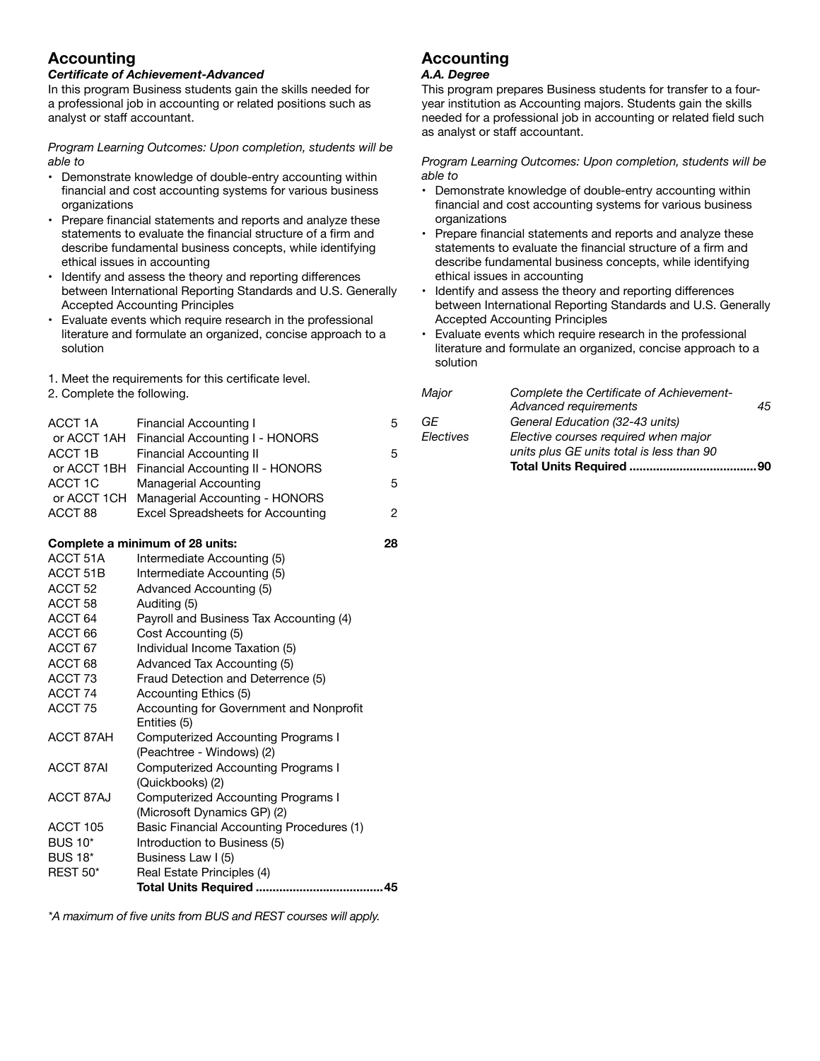## Accounting

***Certificate of Achievement-Advanced***

In this program Business students gain the skills needed for a professional job in accounting or related positions such as analyst or staff accountant.

*Program Learning Outcomes: Upon completion, students will be able to*

- Demonstrate knowledge of double-entry accounting within financial and cost accounting systems for various business organizations
- Prepare financial statements and reports and analyze these statements to evaluate the financial structure of a firm and describe fundamental business concepts, while identifying ethical issues in accounting
- Identify and assess the theory and reporting differences between International Reporting Standards and U.S. Generally Accepted Accounting Principles
- Evaluate events which require research in the professional literature and formulate an organized, concise approach to a solution

1. Meet the requirements for this certificate level.
2. Complete the following.

| | | |
|---|---|---|
| ACCT 1A | Financial Accounting I | 5 |
| or ACCT 1AH | Financial Accounting I - HONORS | |
| ACCT 1B | Financial Accounting II | 5 |
| or ACCT 1BH | Financial Accounting II - HONORS | |
| ACCT 1C | Managerial Accounting | 5 |
| or ACCT 1CH | Managerial Accounting - HONORS | |
| ACCT 88 | Excel Spreadsheets for Accounting | 2 |
| **Complete a minimum of 28 units:** | | **28** |
| ACCT 51A | Intermediate Accounting (5) | |
| ACCT 51B | Intermediate Accounting (5) | |
| ACCT 52 | Advanced Accounting (5) | |
| ACCT 58 | Auditing (5) | |
| ACCT 64 | Payroll and Business Tax Accounting (4) | |
| ACCT 66 | Cost Accounting (5) | |
| ACCT 67 | Individual Income Taxation (5) | |
| ACCT 68 | Advanced Tax Accounting (5) | |
| ACCT 73 | Fraud Detection and Deterrence (5) | |
| ACCT 74 | Accounting Ethics (5) | |
| ACCT 75 | Accounting for Government and Nonprofit Entities (5) | |
| ACCT 87AH | Computerized Accounting Programs I (Peachtree - Windows) (2) | |
| ACCT 87AI | Computerized Accounting Programs I (Quickbooks) (2) | |
| ACCT 87AJ | Computerized Accounting Programs I (Microsoft Dynamics GP) (2) | |
| ACCT 105 | Basic Financial Accounting Procedures (1) | |
| BUS 10* | Introduction to Business (5) | |
| BUS 18* | Business Law I (5) | |
| REST 50* | Real Estate Principles (4) | |
| | **Total Units Required** | **45** |

*\*A maximum of five units from BUS and REST courses will apply.*

## Accounting

***A.A. Degree***

This program prepares Business students for transfer to a four-year institution as Accounting majors. Students gain the skills needed for a professional job in accounting or related field such as analyst or staff accountant.

*Program Learning Outcomes: Upon completion, students will be able to*

- Demonstrate knowledge of double-entry accounting within financial and cost accounting systems for various business organizations
- Prepare financial statements and reports and analyze these statements to evaluate the financial structure of a firm and describe fundamental business concepts, while identifying ethical issues in accounting
- Identify and assess the theory and reporting differences between International Reporting Standards and U.S. Generally Accepted Accounting Principles
- Evaluate events which require research in the professional literature and formulate an organized, concise approach to a solution

| | | |
|---|---|---|
| *Major* | *Complete the Certificate of Achievement-Advanced requirements* | *45* |
| *GE* | *General Education (32-43 units)* | |
| *Electives* | *Elective courses required when major units plus GE units total is less than 90* | |
| | **Total Units Required** | **90** |